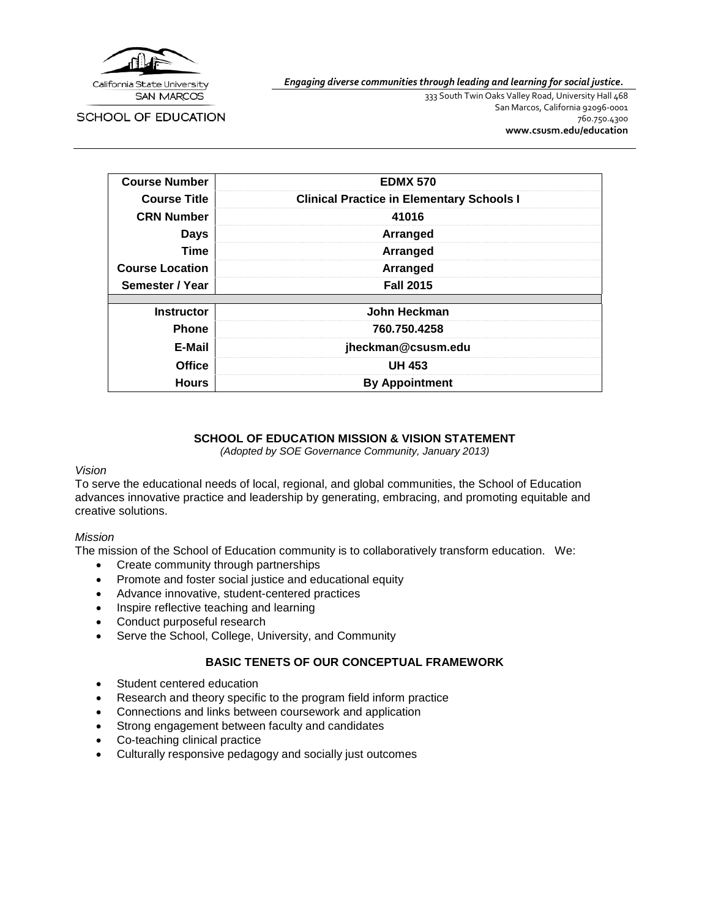California State University
SAN MARCOS

SCHOOL OF EDUCATION

*Engaging diverse communities through leading and learning for social justice.*

333 South Twin Oaks Valley Road, University Hall 468
San Marcos, California 92096-0001
760.750.4300
**www.csusm.edu/education**

| **Course Number** | **EDMX 570** |
|---|---|
| **Course Title** | **Clinical Practice in Elementary Schools I** |
| **CRN Number** | **41016** |
| **Days** | **Arranged** |
| **Time** | **Arranged** |
| **Course Location** | **Arranged** |
| **Semester / Year** | **Fall 2015** |
| | |
| **Instructor** | **John Heckman** |
| **Phone** | **760.750.4258** |
| **E-Mail** | **jheckman@csusm.edu** |
| **Office** | **UH 453** |
| **Hours** | **By Appointment** |

## SCHOOL OF EDUCATION MISSION & VISION STATEMENT

*(Adopted by SOE Governance Community, January 2013)*

*Vision*

To serve the educational needs of local, regional, and global communities, the School of Education advances innovative practice and leadership by generating, embracing, and promoting equitable and creative solutions.

*Mission*

The mission of the School of Education community is to collaboratively transform education. We:

- Create community through partnerships
- Promote and foster social justice and educational equity
- Advance innovative, student-centered practices
- Inspire reflective teaching and learning
- Conduct purposeful research
- Serve the School, College, University, and Community

## BASIC TENETS OF OUR CONCEPTUAL FRAMEWORK

- Student centered education
- Research and theory specific to the program field inform practice
- Connections and links between coursework and application
- Strong engagement between faculty and candidates
- Co-teaching clinical practice
- Culturally responsive pedagogy and socially just outcomes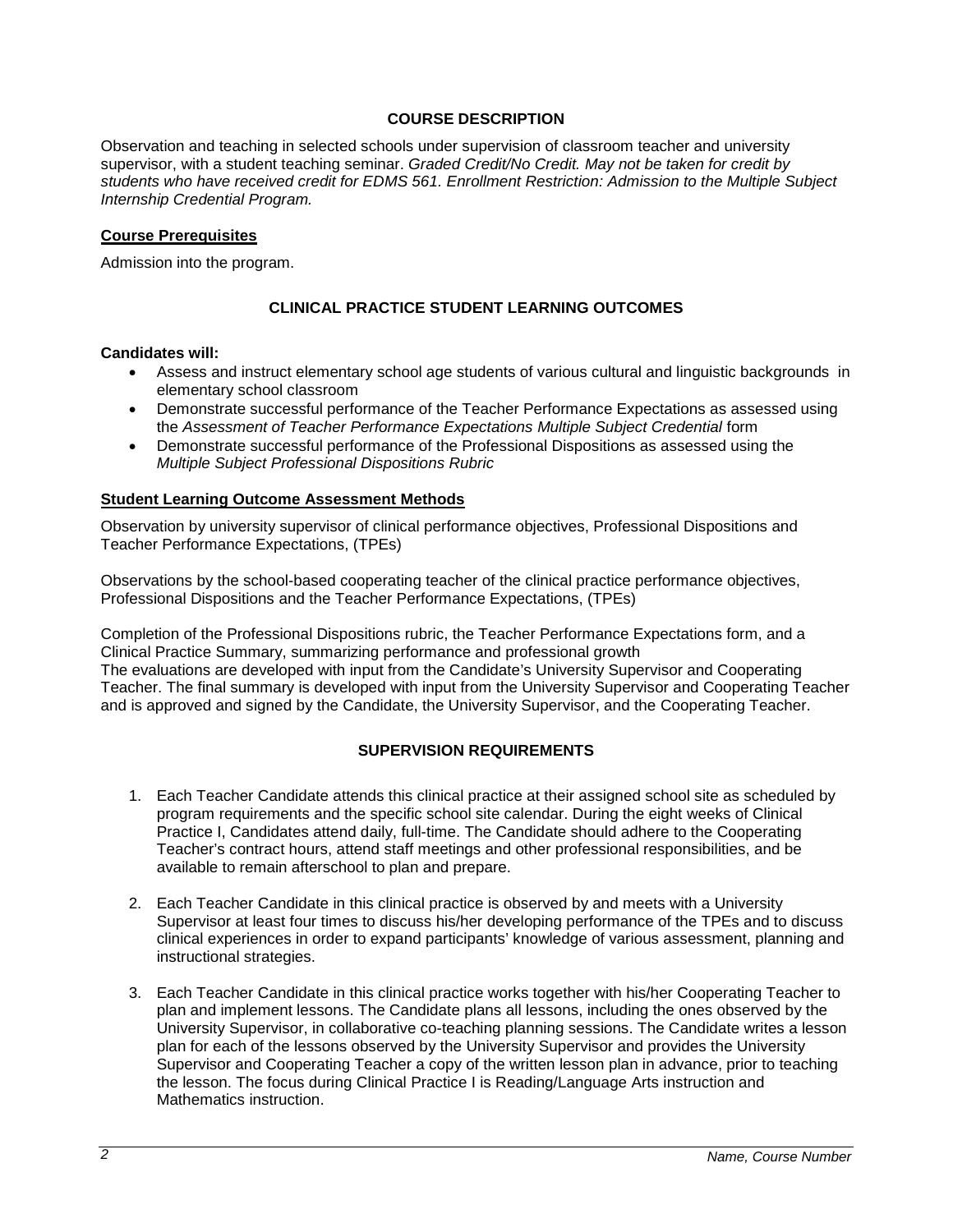## COURSE DESCRIPTION

Observation and teaching in selected schools under supervision of classroom teacher and university supervisor, with a student teaching seminar. *Graded Credit/No Credit. May not be taken for credit by students who have received credit for EDMS 561. Enrollment Restriction: Admission to the Multiple Subject Internship Credential Program.*

### Course Prerequisites

Admission into the program.

## CLINICAL PRACTICE STUDENT LEARNING OUTCOMES

**Candidates will:**

- Assess and instruct elementary school age students of various cultural and linguistic backgrounds in elementary school classroom
- Demonstrate successful performance of the Teacher Performance Expectations as assessed using the *Assessment of Teacher Performance Expectations Multiple Subject Credential* form
- Demonstrate successful performance of the Professional Dispositions as assessed using the *Multiple Subject Professional Dispositions Rubric*

### Student Learning Outcome Assessment Methods

Observation by university supervisor of clinical performance objectives, Professional Dispositions and Teacher Performance Expectations, (TPEs)

Observations by the school-based cooperating teacher of the clinical practice performance objectives, Professional Dispositions and the Teacher Performance Expectations, (TPEs)

Completion of the Professional Dispositions rubric, the Teacher Performance Expectations form, and a Clinical Practice Summary, summarizing performance and professional growth
The evaluations are developed with input from the Candidate's University Supervisor and Cooperating Teacher. The final summary is developed with input from the University Supervisor and Cooperating Teacher and is approved and signed by the Candidate, the University Supervisor, and the Cooperating Teacher.

## SUPERVISION REQUIREMENTS

1. Each Teacher Candidate attends this clinical practice at their assigned school site as scheduled by program requirements and the specific school site calendar. During the eight weeks of Clinical Practice I, Candidates attend daily, full-time. The Candidate should adhere to the Cooperating Teacher's contract hours, attend staff meetings and other professional responsibilities, and be available to remain afterschool to plan and prepare.

2. Each Teacher Candidate in this clinical practice is observed by and meets with a University Supervisor at least four times to discuss his/her developing performance of the TPEs and to discuss clinical experiences in order to expand participants' knowledge of various assessment, planning and instructional strategies.

3. Each Teacher Candidate in this clinical practice works together with his/her Cooperating Teacher to plan and implement lessons. The Candidate plans all lessons, including the ones observed by the University Supervisor, in collaborative co-teaching planning sessions. The Candidate writes a lesson plan for each of the lessons observed by the University Supervisor and provides the University Supervisor and Cooperating Teacher a copy of the written lesson plan in advance, prior to teaching the lesson. The focus during Clinical Practice I is Reading/Language Arts instruction and Mathematics instruction.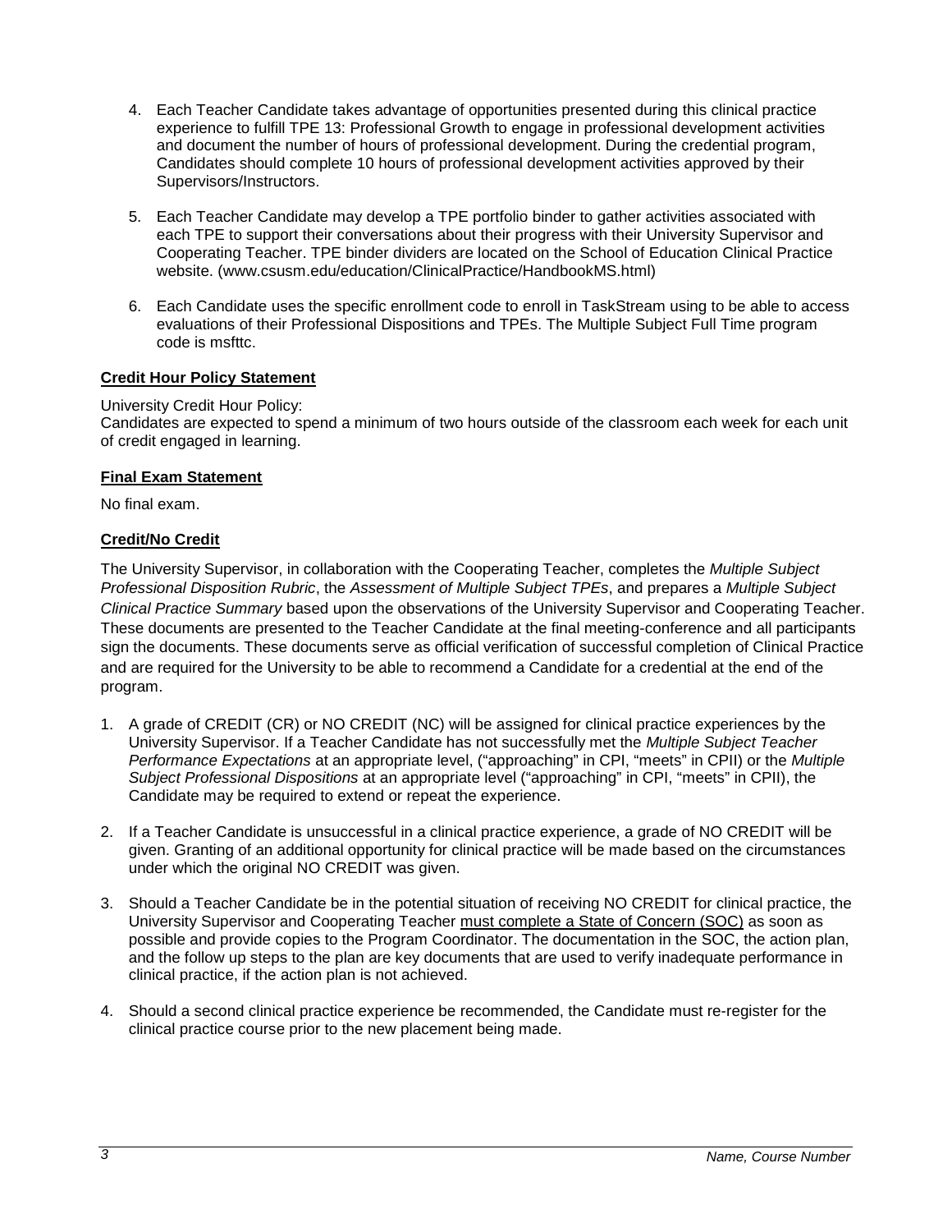4. Each Teacher Candidate takes advantage of opportunities presented during this clinical practice experience to fulfill TPE 13: Professional Growth to engage in professional development activities and document the number of hours of professional development. During the credential program, Candidates should complete 10 hours of professional development activities approved by their Supervisors/Instructors.

5. Each Teacher Candidate may develop a TPE portfolio binder to gather activities associated with each TPE to support their conversations about their progress with their University Supervisor and Cooperating Teacher. TPE binder dividers are located on the School of Education Clinical Practice website. (www.csusm.edu/education/ClinicalPractice/HandbookMS.html)

6. Each Candidate uses the specific enrollment code to enroll in TaskStream using to be able to access evaluations of their Professional Dispositions and TPEs. The Multiple Subject Full Time program code is msfttc.

**Credit Hour Policy Statement**

University Credit Hour Policy:
Candidates are expected to spend a minimum of two hours outside of the classroom each week for each unit of credit engaged in learning.

**Final Exam Statement**

No final exam.

**Credit/No Credit**

The University Supervisor, in collaboration with the Cooperating Teacher, completes the *Multiple Subject Professional Disposition Rubric*, the *Assessment of Multiple Subject TPEs*, and prepares a *Multiple Subject Clinical Practice Summary* based upon the observations of the University Supervisor and Cooperating Teacher. These documents are presented to the Teacher Candidate at the final meeting-conference and all participants sign the documents. These documents serve as official verification of successful completion of Clinical Practice and are required for the University to be able to recommend a Candidate for a credential at the end of the program.

1. A grade of CREDIT (CR) or NO CREDIT (NC) will be assigned for clinical practice experiences by the University Supervisor. If a Teacher Candidate has not successfully met the *Multiple Subject Teacher Performance Expectations* at an appropriate level, ("approaching" in CPI, "meets" in CPII) or the *Multiple Subject Professional Dispositions* at an appropriate level ("approaching" in CPI, "meets" in CPII), the Candidate may be required to extend or repeat the experience.

2. If a Teacher Candidate is unsuccessful in a clinical practice experience, a grade of NO CREDIT will be given. Granting of an additional opportunity for clinical practice will be made based on the circumstances under which the original NO CREDIT was given.

3. Should a Teacher Candidate be in the potential situation of receiving NO CREDIT for clinical practice, the University Supervisor and Cooperating Teacher must complete a State of Concern (SOC) as soon as possible and provide copies to the Program Coordinator. The documentation in the SOC, the action plan, and the follow up steps to the plan are key documents that are used to verify inadequate performance in clinical practice, if the action plan is not achieved.

4. Should a second clinical practice experience be recommended, the Candidate must re-register for the clinical practice course prior to the new placement being made.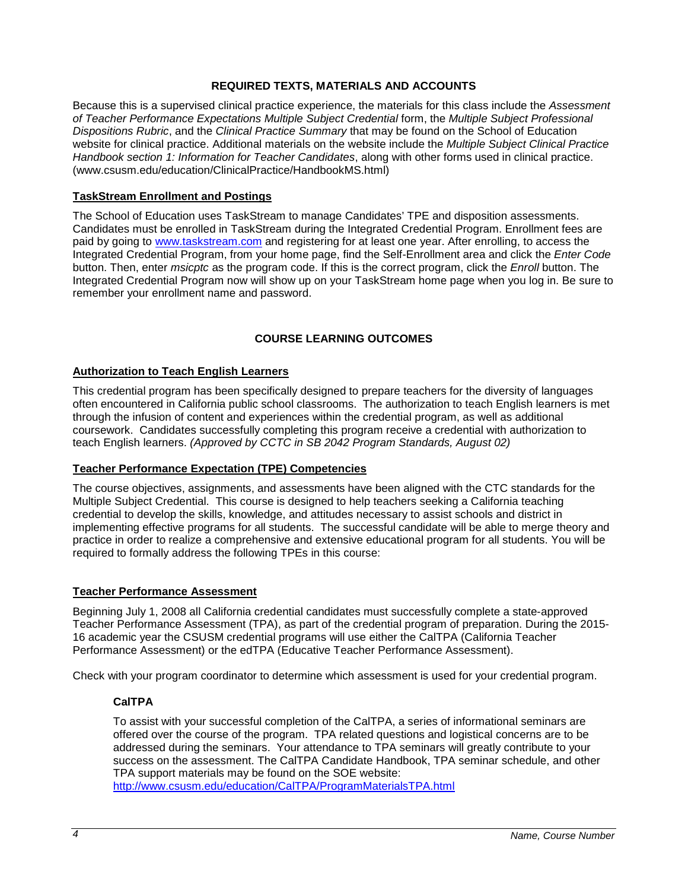## REQUIRED TEXTS, MATERIALS AND ACCOUNTS

Because this is a supervised clinical practice experience, the materials for this class include the *Assessment of Teacher Performance Expectations Multiple Subject Credential* form, the *Multiple Subject Professional Dispositions Rubric*, and the *Clinical Practice Summary* that may be found on the School of Education website for clinical practice. Additional materials on the website include the *Multiple Subject Clinical Practice Handbook section 1: Information for Teacher Candidates*, along with other forms used in clinical practice. (www.csusm.edu/education/ClinicalPractice/HandbookMS.html)

### TaskStream Enrollment and Postings

The School of Education uses TaskStream to manage Candidates' TPE and disposition assessments. Candidates must be enrolled in TaskStream during the Integrated Credential Program. Enrollment fees are paid by going to www.taskstream.com and registering for at least one year. After enrolling, to access the Integrated Credential Program, from your home page, find the Self-Enrollment area and click the *Enter Code* button. Then, enter *msicptc* as the program code. If this is the correct program, click the *Enroll* button. The Integrated Credential Program now will show up on your TaskStream home page when you log in. Be sure to remember your enrollment name and password.

## COURSE LEARNING OUTCOMES

### Authorization to Teach English Learners

This credential program has been specifically designed to prepare teachers for the diversity of languages often encountered in California public school classrooms. The authorization to teach English learners is met through the infusion of content and experiences within the credential program, as well as additional coursework. Candidates successfully completing this program receive a credential with authorization to teach English learners. *(Approved by CCTC in SB 2042 Program Standards, August 02)*

### Teacher Performance Expectation (TPE) Competencies

The course objectives, assignments, and assessments have been aligned with the CTC standards for the Multiple Subject Credential. This course is designed to help teachers seeking a California teaching credential to develop the skills, knowledge, and attitudes necessary to assist schools and district in implementing effective programs for all students. The successful candidate will be able to merge theory and practice in order to realize a comprehensive and extensive educational program for all students. You will be required to formally address the following TPEs in this course:

### Teacher Performance Assessment

Beginning July 1, 2008 all California credential candidates must successfully complete a state-approved Teacher Performance Assessment (TPA), as part of the credential program of preparation. During the 2015-16 academic year the CSUSM credential programs will use either the CalTPA (California Teacher Performance Assessment) or the edTPA (Educative Teacher Performance Assessment).

Check with your program coordinator to determine which assessment is used for your credential program.

#### CalTPA

To assist with your successful completion of the CalTPA, a series of informational seminars are offered over the course of the program. TPA related questions and logistical concerns are to be addressed during the seminars. Your attendance to TPA seminars will greatly contribute to your success on the assessment. The CalTPA Candidate Handbook, TPA seminar schedule, and other TPA support materials may be found on the SOE website:
http://www.csusm.edu/education/CalTPA/ProgramMaterialsTPA.html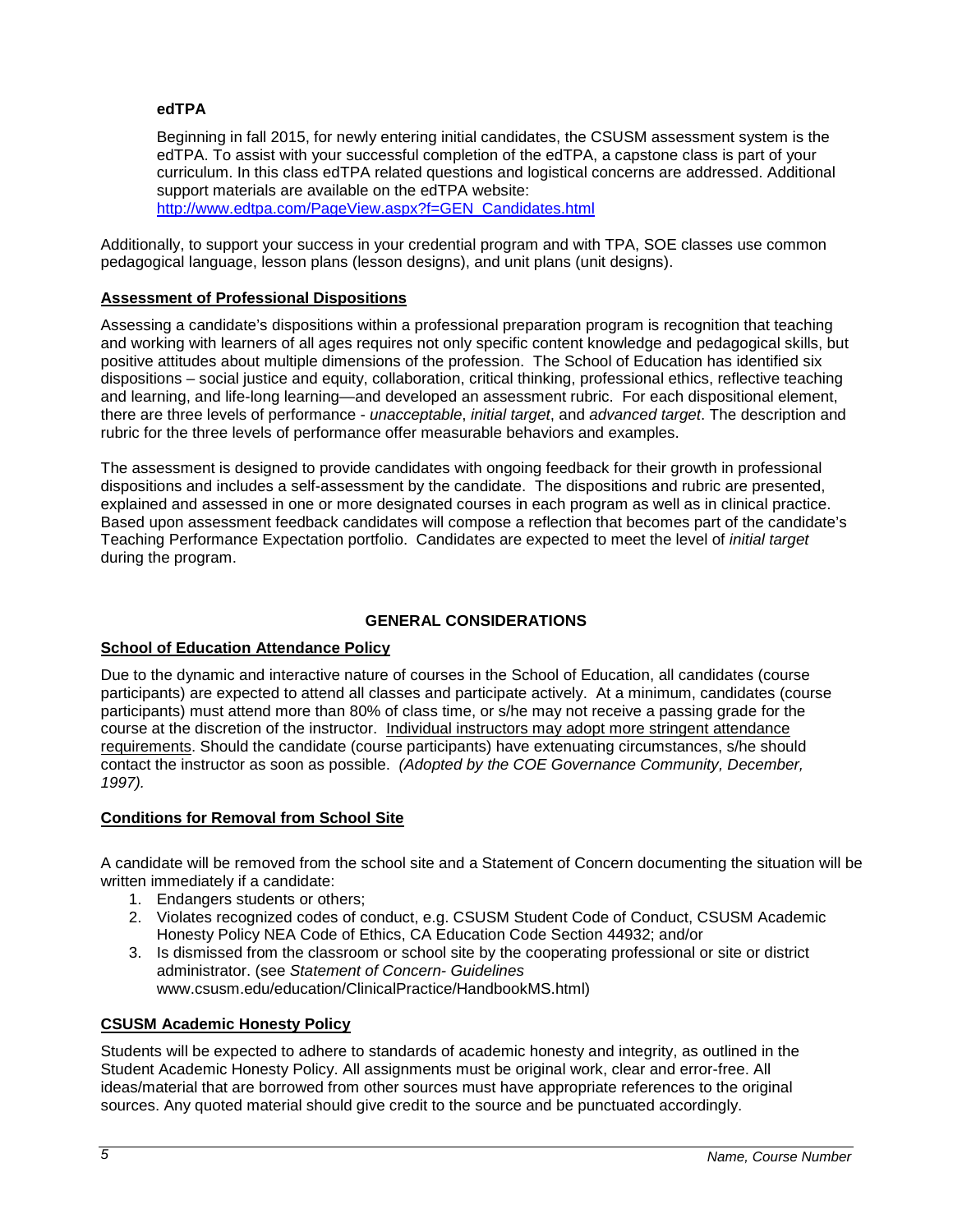**edTPA**

Beginning in fall 2015, for newly entering initial candidates, the CSUSM assessment system is the edTPA. To assist with your successful completion of the edTPA, a capstone class is part of your curriculum. In this class edTPA related questions and logistical concerns are addressed. Additional support materials are available on the edTPA website: [http://www.edtpa.com/PageView.aspx?f=GEN_Candidates.html](http://www.edtpa.com/PageView.aspx?f=GEN_Candidates.html)

Additionally, to support your success in your credential program and with TPA, SOE classes use common pedagogical language, lesson plans (lesson designs), and unit plans (unit designs).

## Assessment of Professional Dispositions

Assessing a candidate's dispositions within a professional preparation program is recognition that teaching and working with learners of all ages requires not only specific content knowledge and pedagogical skills, but positive attitudes about multiple dimensions of the profession. The School of Education has identified six dispositions – social justice and equity, collaboration, critical thinking, professional ethics, reflective teaching and learning, and life-long learning—and developed an assessment rubric. For each dispositional element, there are three levels of performance - *unacceptable*, *initial target*, and *advanced target*. The description and rubric for the three levels of performance offer measurable behaviors and examples.

The assessment is designed to provide candidates with ongoing feedback for their growth in professional dispositions and includes a self-assessment by the candidate. The dispositions and rubric are presented, explained and assessed in one or more designated courses in each program as well as in clinical practice. Based upon assessment feedback candidates will compose a reflection that becomes part of the candidate's Teaching Performance Expectation portfolio. Candidates are expected to meet the level of *initial target* during the program.

# GENERAL CONSIDERATIONS

## School of Education Attendance Policy

Due to the dynamic and interactive nature of courses in the School of Education, all candidates (course participants) are expected to attend all classes and participate actively. At a minimum, candidates (course participants) must attend more than 80% of class time, or s/he may not receive a passing grade for the course at the discretion of the instructor. Individual instructors may adopt more stringent attendance requirements. Should the candidate (course participants) have extenuating circumstances, s/he should contact the instructor as soon as possible. *(Adopted by the COE Governance Community, December, 1997).*

## Conditions for Removal from School Site

A candidate will be removed from the school site and a Statement of Concern documenting the situation will be written immediately if a candidate:

1. Endangers students or others;
2. Violates recognized codes of conduct, e.g. CSUSM Student Code of Conduct, CSUSM Academic Honesty Policy NEA Code of Ethics, CA Education Code Section 44932; and/or
3. Is dismissed from the classroom or school site by the cooperating professional or site or district administrator. (see *Statement of Concern- Guidelines* www.csusm.edu/education/ClinicalPractice/HandbookMS.html)

## CSUSM Academic Honesty Policy

Students will be expected to adhere to standards of academic honesty and integrity, as outlined in the Student Academic Honesty Policy. All assignments must be original work, clear and error-free. All ideas/material that are borrowed from other sources must have appropriate references to the original sources. Any quoted material should give credit to the source and be punctuated accordingly.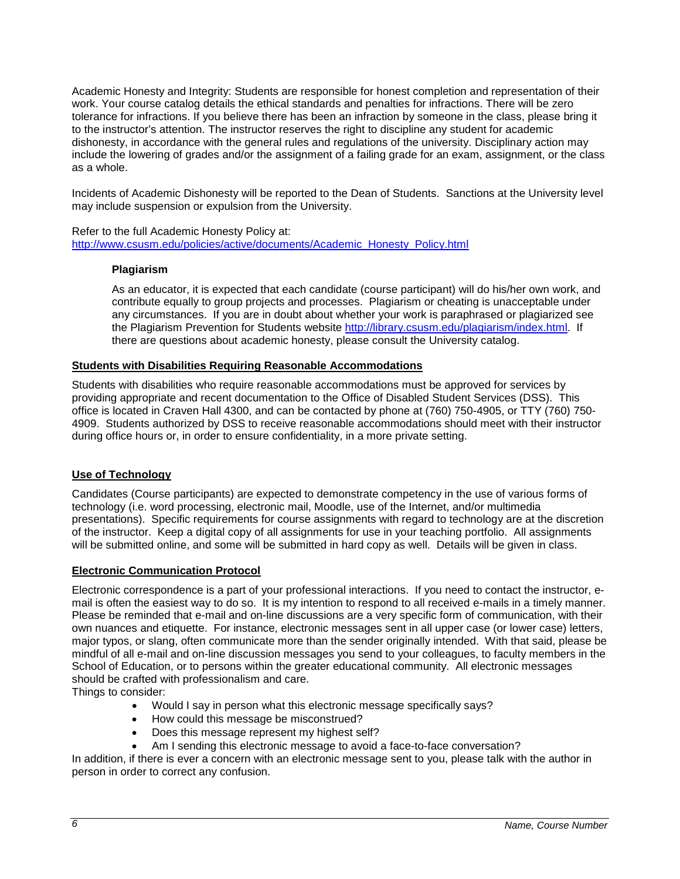Academic Honesty and Integrity: Students are responsible for honest completion and representation of their work. Your course catalog details the ethical standards and penalties for infractions. There will be zero tolerance for infractions. If you believe there has been an infraction by someone in the class, please bring it to the instructor's attention. The instructor reserves the right to discipline any student for academic dishonesty, in accordance with the general rules and regulations of the university. Disciplinary action may include the lowering of grades and/or the assignment of a failing grade for an exam, assignment, or the class as a whole.

Incidents of Academic Dishonesty will be reported to the Dean of Students. Sanctions at the University level may include suspension or expulsion from the University.

Refer to the full Academic Honesty Policy at:
http://www.csusm.edu/policies/active/documents/Academic_Honesty_Policy.html

### Plagiarism

As an educator, it is expected that each candidate (course participant) will do his/her own work, and contribute equally to group projects and processes. Plagiarism or cheating is unacceptable under any circumstances. If you are in doubt about whether your work is paraphrased or plagiarized see the Plagiarism Prevention for Students website http://library.csusm.edu/plagiarism/index.html. If there are questions about academic honesty, please consult the University catalog.

## Students with Disabilities Requiring Reasonable Accommodations

Students with disabilities who require reasonable accommodations must be approved for services by providing appropriate and recent documentation to the Office of Disabled Student Services (DSS). This office is located in Craven Hall 4300, and can be contacted by phone at (760) 750-4905, or TTY (760) 750-4909. Students authorized by DSS to receive reasonable accommodations should meet with their instructor during office hours or, in order to ensure confidentiality, in a more private setting.

## Use of Technology

Candidates (Course participants) are expected to demonstrate competency in the use of various forms of technology (i.e. word processing, electronic mail, Moodle, use of the Internet, and/or multimedia presentations). Specific requirements for course assignments with regard to technology are at the discretion of the instructor. Keep a digital copy of all assignments for use in your teaching portfolio. All assignments will be submitted online, and some will be submitted in hard copy as well. Details will be given in class.

## Electronic Communication Protocol

Electronic correspondence is a part of your professional interactions. If you need to contact the instructor, e-mail is often the easiest way to do so. It is my intention to respond to all received e-mails in a timely manner. Please be reminded that e-mail and on-line discussions are a very specific form of communication, with their own nuances and etiquette. For instance, electronic messages sent in all upper case (or lower case) letters, major typos, or slang, often communicate more than the sender originally intended. With that said, please be mindful of all e-mail and on-line discussion messages you send to your colleagues, to faculty members in the School of Education, or to persons within the greater educational community. All electronic messages should be crafted with professionalism and care.
Things to consider:

- Would I say in person what this electronic message specifically says?
- How could this message be misconstrued?
- Does this message represent my highest self?
- Am I sending this electronic message to avoid a face-to-face conversation?

In addition, if there is ever a concern with an electronic message sent to you, please talk with the author in person in order to correct any confusion.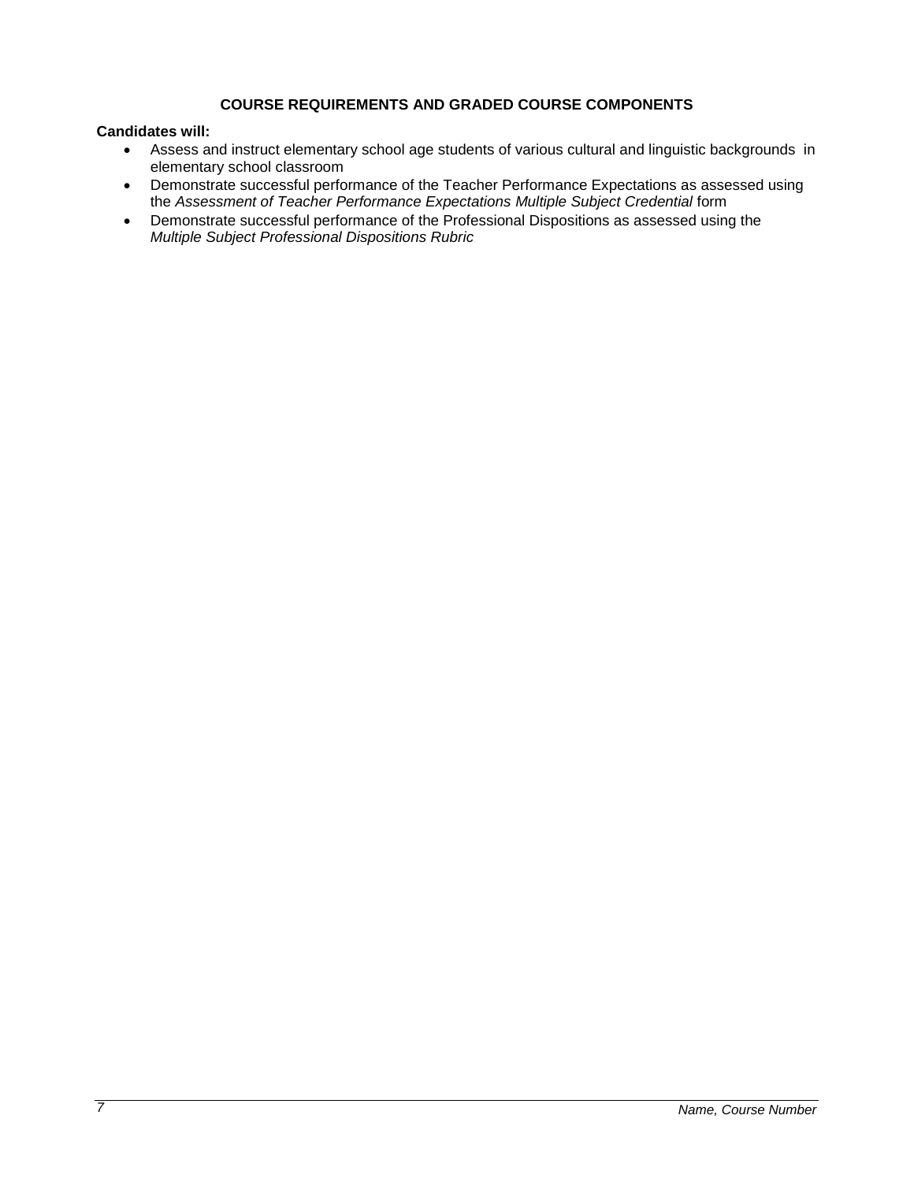## COURSE REQUIREMENTS AND GRADED COURSE COMPONENTS

**Candidates will:**

- Assess and instruct elementary school age students of various cultural and linguistic backgrounds in elementary school classroom
- Demonstrate successful performance of the Teacher Performance Expectations as assessed using the *Assessment of Teacher Performance Expectations Multiple Subject Credential* form
- Demonstrate successful performance of the Professional Dispositions as assessed using the *Multiple Subject Professional Dispositions Rubric*